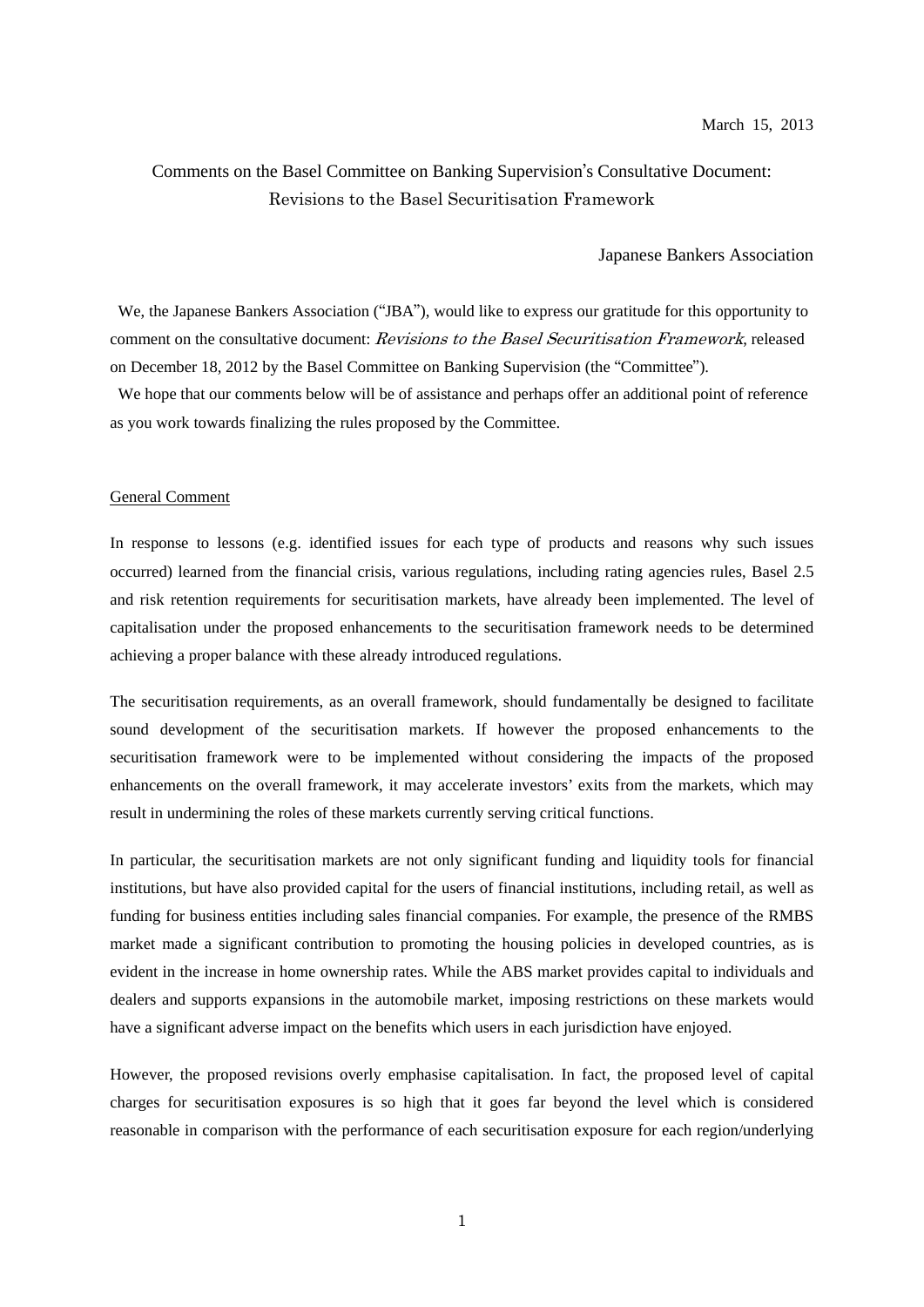March 15, 2013

# Comments on the Basel Committee on Banking Supervision's Consultative Document: Revisions to the Basel Securitisation Framework

Japanese Bankers Association

We, the Japanese Bankers Association ("JBA"), would like to express our gratitude for this opportunity to comment on the consultative document: *Revisions to the Basel Securitisation Framework*, released on December 18, 2012 by the Basel Committee on Banking Supervision (the "Committee").

We hope that our comments below will be of assistance and perhaps offer an additional point of reference as you work towards finalizing the rules proposed by the Committee.

## General Comment

In response to lessons (e.g. identified issues for each type of products and reasons why such issues occurred) learned from the financial crisis, various regulations, including rating agencies rules, Basel 2.5 and risk retention requirements for securitisation markets, have already been implemented. The level of capitalisation under the proposed enhancements to the securitisation framework needs to be determined achieving a proper balance with these already introduced regulations.

The securitisation requirements, as an overall framework, should fundamentally be designed to facilitate sound development of the securitisation markets. If however the proposed enhancements to the securitisation framework were to be implemented without considering the impacts of the proposed enhancements on the overall framework, it may accelerate investors' exits from the markets, which may result in undermining the roles of these markets currently serving critical functions.

In particular, the securitisation markets are not only significant funding and liquidity tools for financial institutions, but have also provided capital for the users of financial institutions, including retail, as well as funding for business entities including sales financial companies. For example, the presence of the RMBS market made a significant contribution to promoting the housing policies in developed countries, as is evident in the increase in home ownership rates. While the ABS market provides capital to individuals and dealers and supports expansions in the automobile market, imposing restrictions on these markets would have a significant adverse impact on the benefits which users in each jurisdiction have enjoyed.

However, the proposed revisions overly emphasise capitalisation. In fact, the proposed level of capital charges for securitisation exposures is so high that it goes far beyond the level which is considered reasonable in comparison with the performance of each securitisation exposure for each region/underlying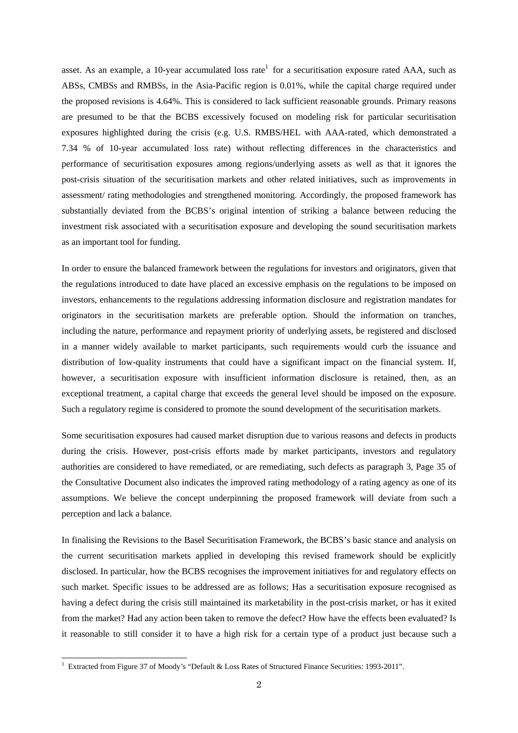asset. As an example, a 10-year accumulated loss rate[1] for a securitisation exposure rated AAA, such as ABSs, CMBSs and RMBSs, in the Asia-Pacific region is 0.01%, while the capital charge required under the proposed revisions is 4.64%. This is considered to lack sufficient reasonable grounds. Primary reasons are presumed to be that the BCBS excessively focused on modeling risk for particular securitisation exposures highlighted during the crisis (e.g. U.S. RMBS/HEL with AAA-rated, which demonstrated a 7.34 % of 10-year accumulated loss rate) without reflecting differences in the characteristics and performance of securitisation exposures among regions/underlying assets as well as that it ignores the post-crisis situation of the securitisation markets and other related initiatives, such as improvements in assessment/ rating methodologies and strengthened monitoring. Accordingly, the proposed framework has substantially deviated from the BCBS's original intention of striking a balance between reducing the investment risk associated with a securitisation exposure and developing the sound securitisation markets as an important tool for funding.

In order to ensure the balanced framework between the regulations for investors and originators, given that the regulations introduced to date have placed an excessive emphasis on the regulations to be imposed on investors, enhancements to the regulations addressing information disclosure and registration mandates for originators in the securitisation markets are preferable option. Should the information on tranches, including the nature, performance and repayment priority of underlying assets, be registered and disclosed in a manner widely available to market participants, such requirements would curb the issuance and distribution of low-quality instruments that could have a significant impact on the financial system. If, however, a securitisation exposure with insufficient information disclosure is retained, then, as an exceptional treatment, a capital charge that exceeds the general level should be imposed on the exposure. Such a regulatory regime is considered to promote the sound development of the securitisation markets.

Some securitisation exposures had caused market disruption due to various reasons and defects in products during the crisis. However, post-crisis efforts made by market participants, investors and regulatory authorities are considered to have remediated, or are remediating, such defects as paragraph 3, Page 35 of the Consultative Document also indicates the improved rating methodology of a rating agency as one of its assumptions. We believe the concept underpinning the proposed framework will deviate from such a perception and lack a balance.

In finalising the Revisions to the Basel Securitisation Framework, the BCBS's basic stance and analysis on the current securitisation markets applied in developing this revised framework should be explicitly disclosed. In particular, how the BCBS recognises the improvement initiatives for and regulatory effects on such market. Specific issues to be addressed are as follows; Has a securitisation exposure recognised as having a defect during the crisis still maintained its marketability in the post-crisis market, or has it exited from the market? Had any action been taken to remove the defect? How have the effects been evaluated? Is it reasonable to still consider it to have a high risk for a certain type of a product just because such a

[1] Extracted from Figure 37 of Moody's "Default & Loss Rates of Structured Finance Securities: 1993-2011".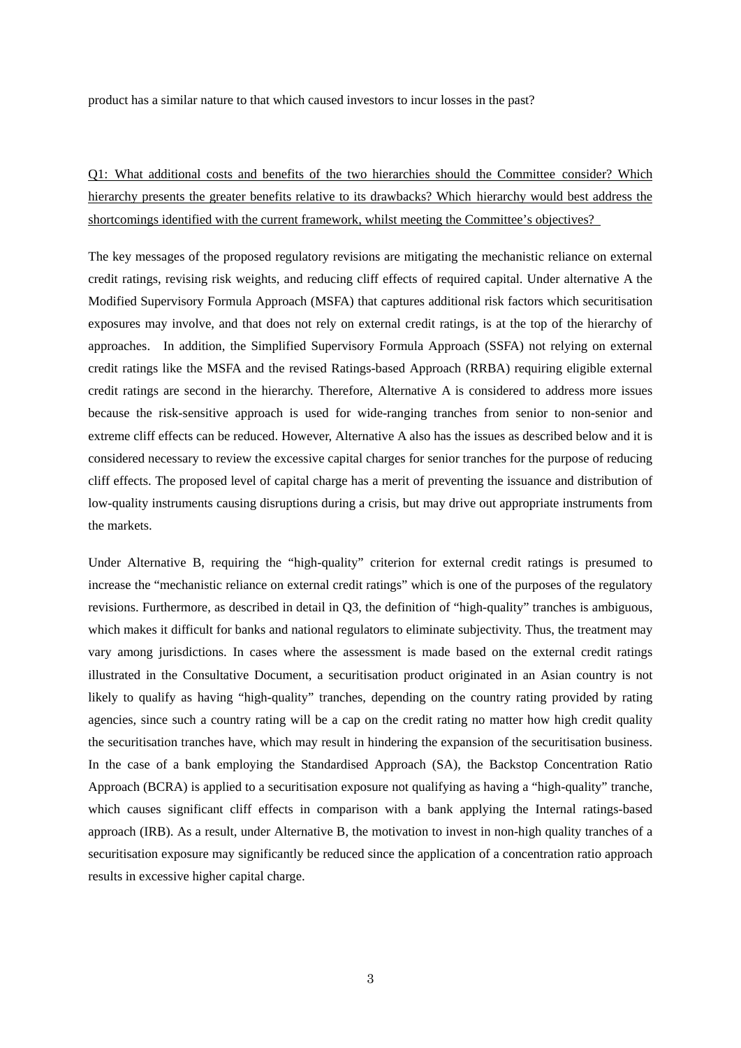product has a similar nature to that which caused investors to incur losses in the past?

<u>Q1: What additional costs and benefits of the two hierarchies should the Committee consider? Which hierarchy presents the greater benefits relative to its drawbacks? Which hierarchy would best address the shortcomings identified with the current framework, whilst meeting the Committee's objectives?</u>

The key messages of the proposed regulatory revisions are mitigating the mechanistic reliance on external credit ratings, revising risk weights, and reducing cliff effects of required capital. Under alternative A the Modified Supervisory Formula Approach (MSFA) that captures additional risk factors which securitisation exposures may involve, and that does not rely on external credit ratings, is at the top of the hierarchy of approaches. In addition, the Simplified Supervisory Formula Approach (SSFA) not relying on external credit ratings like the MSFA and the revised Ratings-based Approach (RRBA) requiring eligible external credit ratings are second in the hierarchy. Therefore, Alternative A is considered to address more issues because the risk-sensitive approach is used for wide-ranging tranches from senior to non-senior and extreme cliff effects can be reduced. However, Alternative A also has the issues as described below and it is considered necessary to review the excessive capital charges for senior tranches for the purpose of reducing cliff effects. The proposed level of capital charge has a merit of preventing the issuance and distribution of low-quality instruments causing disruptions during a crisis, but may drive out appropriate instruments from the markets.

Under Alternative B, requiring the "high-quality" criterion for external credit ratings is presumed to increase the "mechanistic reliance on external credit ratings" which is one of the purposes of the regulatory revisions. Furthermore, as described in detail in Q3, the definition of "high-quality" tranches is ambiguous, which makes it difficult for banks and national regulators to eliminate subjectivity. Thus, the treatment may vary among jurisdictions. In cases where the assessment is made based on the external credit ratings illustrated in the Consultative Document, a securitisation product originated in an Asian country is not likely to qualify as having "high-quality" tranches, depending on the country rating provided by rating agencies, since such a country rating will be a cap on the credit rating no matter how high credit quality the securitisation tranches have, which may result in hindering the expansion of the securitisation business. In the case of a bank employing the Standardised Approach (SA), the Backstop Concentration Ratio Approach (BCRA) is applied to a securitisation exposure not qualifying as having a "high-quality" tranche, which causes significant cliff effects in comparison with a bank applying the Internal ratings-based approach (IRB). As a result, under Alternative B, the motivation to invest in non-high quality tranches of a securitisation exposure may significantly be reduced since the application of a concentration ratio approach results in excessive higher capital charge.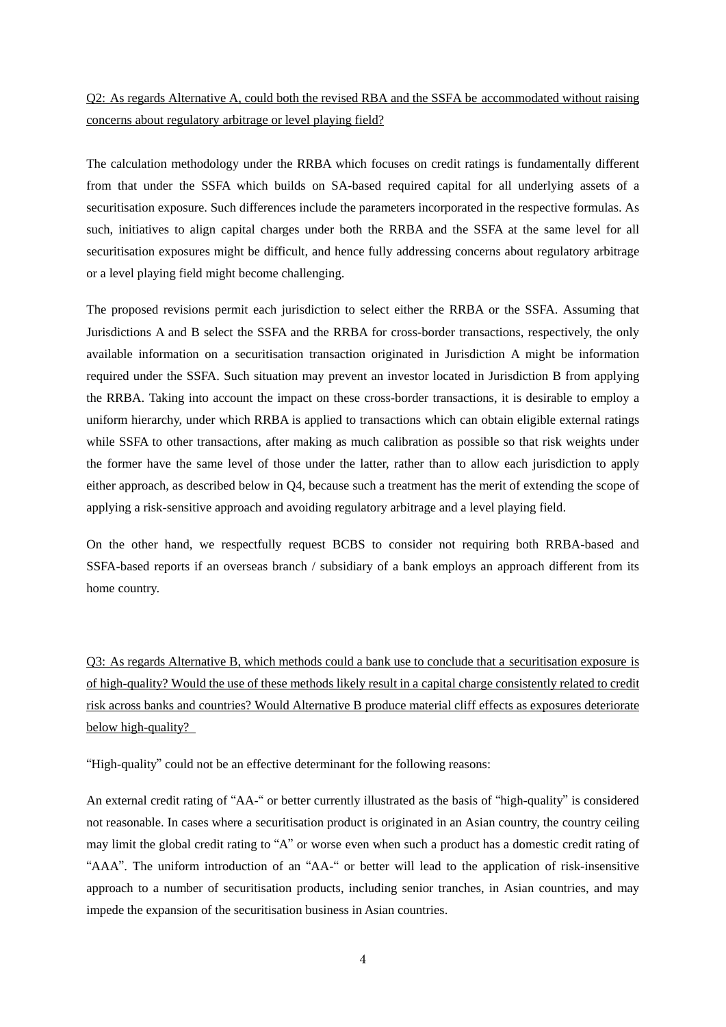<u>Q2: As regards Alternative A, could both the revised RBA and the SSFA be accommodated without raising concerns about regulatory arbitrage or level playing field?</u>

The calculation methodology under the RRBA which focuses on credit ratings is fundamentally different from that under the SSFA which builds on SA-based required capital for all underlying assets of a securitisation exposure. Such differences include the parameters incorporated in the respective formulas. As such, initiatives to align capital charges under both the RRBA and the SSFA at the same level for all securitisation exposures might be difficult, and hence fully addressing concerns about regulatory arbitrage or a level playing field might become challenging.

The proposed revisions permit each jurisdiction to select either the RRBA or the SSFA. Assuming that Jurisdictions A and B select the SSFA and the RRBA for cross-border transactions, respectively, the only available information on a securitisation transaction originated in Jurisdiction A might be information required under the SSFA. Such situation may prevent an investor located in Jurisdiction B from applying the RRBA. Taking into account the impact on these cross-border transactions, it is desirable to employ a uniform hierarchy, under which RRBA is applied to transactions which can obtain eligible external ratings while SSFA to other transactions, after making as much calibration as possible so that risk weights under the former have the same level of those under the latter, rather than to allow each jurisdiction to apply either approach, as described below in Q4, because such a treatment has the merit of extending the scope of applying a risk-sensitive approach and avoiding regulatory arbitrage and a level playing field.

On the other hand, we respectfully request BCBS to consider not requiring both RRBA-based and SSFA-based reports if an overseas branch / subsidiary of a bank employs an approach different from its home country.

<u>Q3: As regards Alternative B, which methods could a bank use to conclude that a securitisation exposure is of high-quality? Would the use of these methods likely result in a capital charge consistently related to credit risk across banks and countries? Would Alternative B produce material cliff effects as exposures deteriorate below high-quality?</u>

“High-quality” could not be an effective determinant for the following reasons:

An external credit rating of “AA-“ or better currently illustrated as the basis of “high-quality” is considered not reasonable. In cases where a securitisation product is originated in an Asian country, the country ceiling may limit the global credit rating to “A” or worse even when such a product has a domestic credit rating of “AAA”. The uniform introduction of an “AA-“ or better will lead to the application of risk-insensitive approach to a number of securitisation products, including senior tranches, in Asian countries, and may impede the expansion of the securitisation business in Asian countries.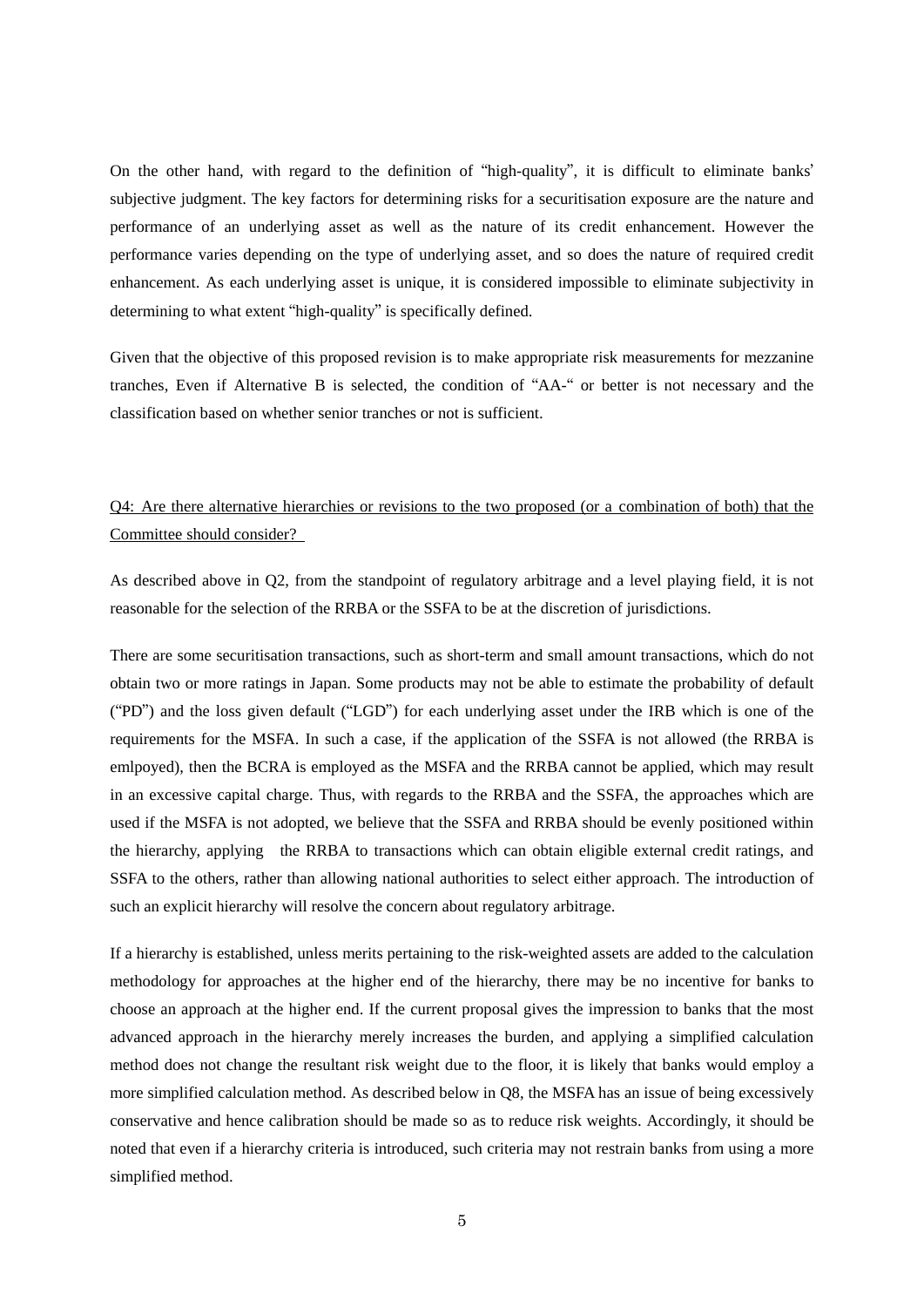On the other hand, with regard to the definition of "high-quality", it is difficult to eliminate banks' subjective judgment. The key factors for determining risks for a securitisation exposure are the nature and performance of an underlying asset as well as the nature of its credit enhancement. However the performance varies depending on the type of underlying asset, and so does the nature of required credit enhancement. As each underlying asset is unique, it is considered impossible to eliminate subjectivity in determining to what extent "high-quality" is specifically defined.

Given that the objective of this proposed revision is to make appropriate risk measurements for mezzanine tranches, Even if Alternative B is selected, the condition of "AA-" or better is not necessary and the classification based on whether senior tranches or not is sufficient.

<u>Q4: Are there alternative hierarchies or revisions to the two proposed (or a combination of both) that the Committee should consider?</u>

As described above in Q2, from the standpoint of regulatory arbitrage and a level playing field, it is not reasonable for the selection of the RRBA or the SSFA to be at the discretion of jurisdictions.

There are some securitisation transactions, such as short-term and small amount transactions, which do not obtain two or more ratings in Japan. Some products may not be able to estimate the probability of default ("PD") and the loss given default ("LGD") for each underlying asset under the IRB which is one of the requirements for the MSFA. In such a case, if the application of the SSFA is not allowed (the RRBA is emlpoyed), then the BCRA is employed as the MSFA and the RRBA cannot be applied, which may result in an excessive capital charge. Thus, with regards to the RRBA and the SSFA, the approaches which are used if the MSFA is not adopted, we believe that the SSFA and RRBA should be evenly positioned within the hierarchy, applying the RRBA to transactions which can obtain eligible external credit ratings, and SSFA to the others, rather than allowing national authorities to select either approach. The introduction of such an explicit hierarchy will resolve the concern about regulatory arbitrage.

If a hierarchy is established, unless merits pertaining to the risk-weighted assets are added to the calculation methodology for approaches at the higher end of the hierarchy, there may be no incentive for banks to choose an approach at the higher end. If the current proposal gives the impression to banks that the most advanced approach in the hierarchy merely increases the burden, and applying a simplified calculation method does not change the resultant risk weight due to the floor, it is likely that banks would employ a more simplified calculation method. As described below in Q8, the MSFA has an issue of being excessively conservative and hence calibration should be made so as to reduce risk weights. Accordingly, it should be noted that even if a hierarchy criteria is introduced, such criteria may not restrain banks from using a more simplified method.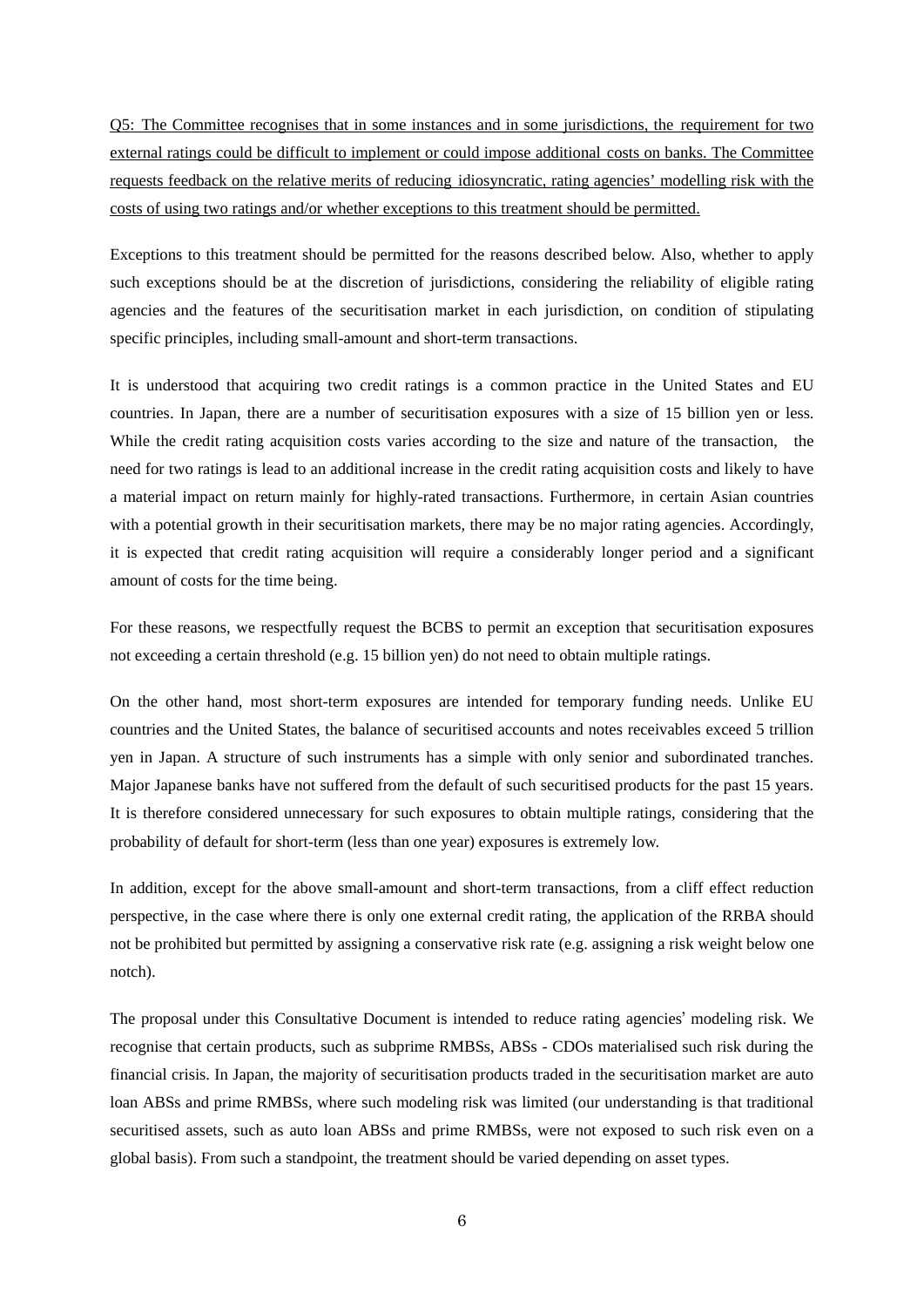<u>Q5: The Committee recognises that in some instances and in some jurisdictions, the requirement for two external ratings could be difficult to implement or could impose additional costs on banks. The Committee requests feedback on the relative merits of reducing idiosyncratic, rating agencies' modelling risk with the costs of using two ratings and/or whether exceptions to this treatment should be permitted.</u>

Exceptions to this treatment should be permitted for the reasons described below. Also, whether to apply such exceptions should be at the discretion of jurisdictions, considering the reliability of eligible rating agencies and the features of the securitisation market in each jurisdiction, on condition of stipulating specific principles, including small-amount and short-term transactions.

It is understood that acquiring two credit ratings is a common practice in the United States and EU countries. In Japan, there are a number of securitisation exposures with a size of 15 billion yen or less. While the credit rating acquisition costs varies according to the size and nature of the transaction, the need for two ratings is lead to an additional increase in the credit rating acquisition costs and likely to have a material impact on return mainly for highly-rated transactions. Furthermore, in certain Asian countries with a potential growth in their securitisation markets, there may be no major rating agencies. Accordingly, it is expected that credit rating acquisition will require a considerably longer period and a significant amount of costs for the time being.

For these reasons, we respectfully request the BCBS to permit an exception that securitisation exposures not exceeding a certain threshold (e.g. 15 billion yen) do not need to obtain multiple ratings.

On the other hand, most short-term exposures are intended for temporary funding needs. Unlike EU countries and the United States, the balance of securitised accounts and notes receivables exceed 5 trillion yen in Japan. A structure of such instruments has a simple with only senior and subordinated tranches. Major Japanese banks have not suffered from the default of such securitised products for the past 15 years. It is therefore considered unnecessary for such exposures to obtain multiple ratings, considering that the probability of default for short-term (less than one year) exposures is extremely low.

In addition, except for the above small-amount and short-term transactions, from a cliff effect reduction perspective, in the case where there is only one external credit rating, the application of the RRBA should not be prohibited but permitted by assigning a conservative risk rate (e.g. assigning a risk weight below one notch).

The proposal under this Consultative Document is intended to reduce rating agencies' modeling risk. We recognise that certain products, such as subprime RMBSs, ABSs - CDOs materialised such risk during the financial crisis. In Japan, the majority of securitisation products traded in the securitisation market are auto loan ABSs and prime RMBSs, where such modeling risk was limited (our understanding is that traditional securitised assets, such as auto loan ABSs and prime RMBSs, were not exposed to such risk even on a global basis). From such a standpoint, the treatment should be varied depending on asset types.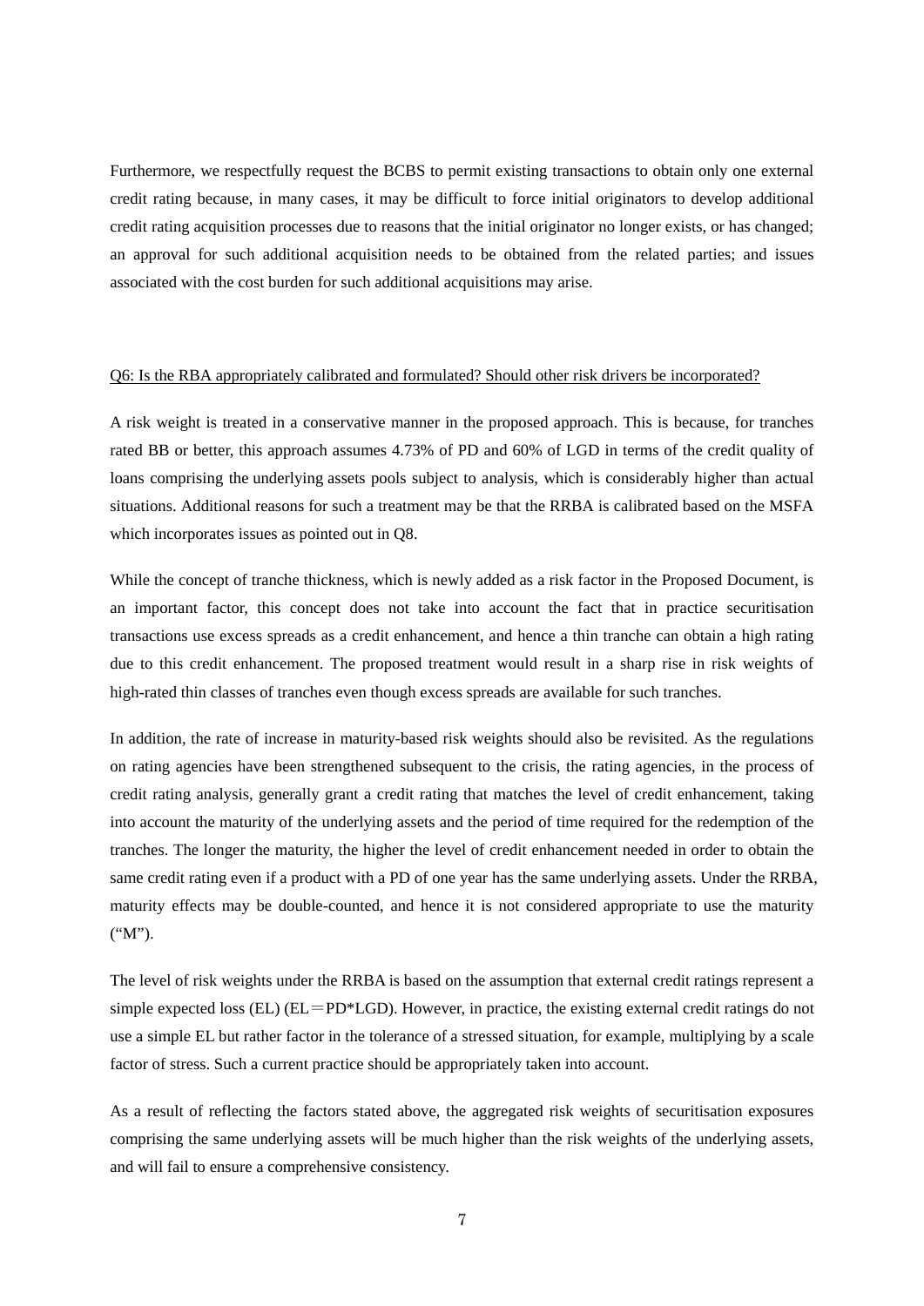Furthermore, we respectfully request the BCBS to permit existing transactions to obtain only one external credit rating because, in many cases, it may be difficult to force initial originators to develop additional credit rating acquisition processes due to reasons that the initial originator no longer exists, or has changed; an approval for such additional acquisition needs to be obtained from the related parties; and issues associated with the cost burden for such additional acquisitions may arise.

<u>Q6: Is the RBA appropriately calibrated and formulated? Should other risk drivers be incorporated?</u>

A risk weight is treated in a conservative manner in the proposed approach. This is because, for tranches rated BB or better, this approach assumes 4.73% of PD and 60% of LGD in terms of the credit quality of loans comprising the underlying assets pools subject to analysis, which is considerably higher than actual situations. Additional reasons for such a treatment may be that the RRBA is calibrated based on the MSFA which incorporates issues as pointed out in Q8.

While the concept of tranche thickness, which is newly added as a risk factor in the Proposed Document, is an important factor, this concept does not take into account the fact that in practice securitisation transactions use excess spreads as a credit enhancement, and hence a thin tranche can obtain a high rating due to this credit enhancement. The proposed treatment would result in a sharp rise in risk weights of high-rated thin classes of tranches even though excess spreads are available for such tranches.

In addition, the rate of increase in maturity-based risk weights should also be revisited. As the regulations on rating agencies have been strengthened subsequent to the crisis, the rating agencies, in the process of credit rating analysis, generally grant a credit rating that matches the level of credit enhancement, taking into account the maturity of the underlying assets and the period of time required for the redemption of the tranches. The longer the maturity, the higher the level of credit enhancement needed in order to obtain the same credit rating even if a product with a PD of one year has the same underlying assets. Under the RRBA, maturity effects may be double-counted, and hence it is not considered appropriate to use the maturity (“M”).

The level of risk weights under the RRBA is based on the assumption that external credit ratings represent a simple expected loss (EL) (EL＝PD*LGD). However, in practice, the existing external credit ratings do not use a simple EL but rather factor in the tolerance of a stressed situation, for example, multiplying by a scale factor of stress. Such a current practice should be appropriately taken into account.

As a result of reflecting the factors stated above, the aggregated risk weights of securitisation exposures comprising the same underlying assets will be much higher than the risk weights of the underlying assets, and will fail to ensure a comprehensive consistency.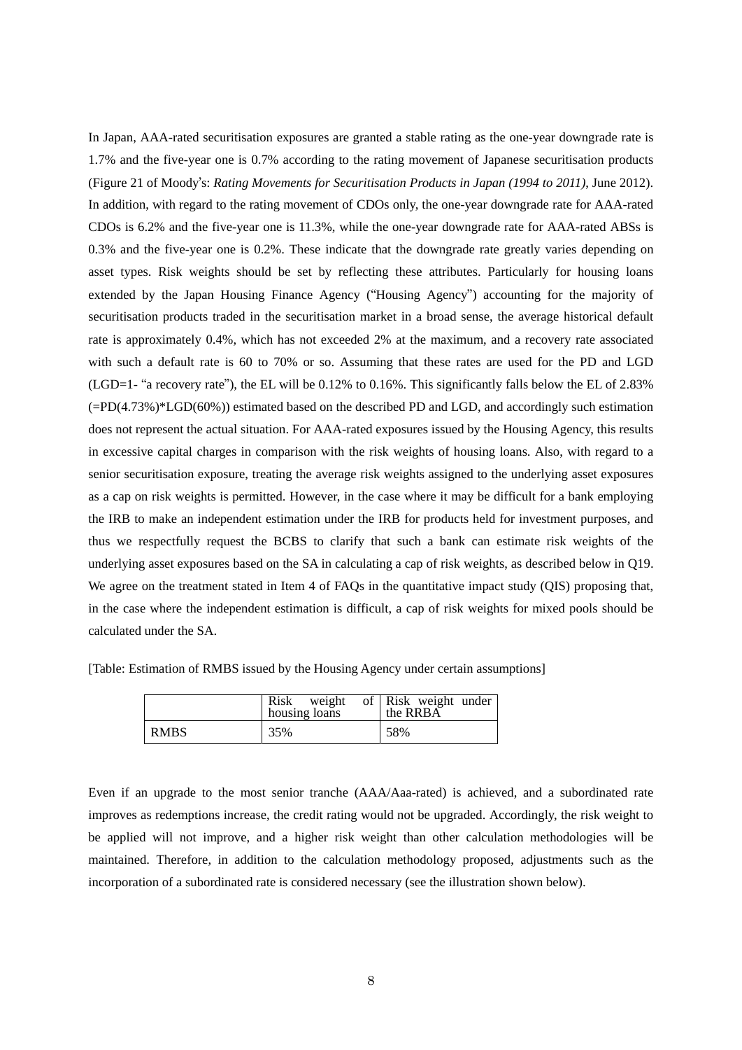In Japan, AAA-rated securitisation exposures are granted a stable rating as the one-year downgrade rate is 1.7% and the five-year one is 0.7% according to the rating movement of Japanese securitisation products (Figure 21 of Moody's: *Rating Movements for Securitisation Products in Japan (1994 to 2011)*, June 2012). In addition, with regard to the rating movement of CDOs only, the one-year downgrade rate for AAA-rated CDOs is 6.2% and the five-year one is 11.3%, while the one-year downgrade rate for AAA-rated ABSs is 0.3% and the five-year one is 0.2%. These indicate that the downgrade rate greatly varies depending on asset types. Risk weights should be set by reflecting these attributes. Particularly for housing loans extended by the Japan Housing Finance Agency ("Housing Agency") accounting for the majority of securitisation products traded in the securitisation market in a broad sense, the average historical default rate is approximately 0.4%, which has not exceeded 2% at the maximum, and a recovery rate associated with such a default rate is 60 to 70% or so. Assuming that these rates are used for the PD and LGD (LGD=1- "a recovery rate"), the EL will be 0.12% to 0.16%. This significantly falls below the EL of 2.83% (=PD(4.73%)*LGD(60%)) estimated based on the described PD and LGD, and accordingly such estimation does not represent the actual situation. For AAA-rated exposures issued by the Housing Agency, this results in excessive capital charges in comparison with the risk weights of housing loans. Also, with regard to a senior securitisation exposure, treating the average risk weights assigned to the underlying asset exposures as a cap on risk weights is permitted. However, in the case where it may be difficult for a bank employing the IRB to make an independent estimation under the IRB for products held for investment purposes, and thus we respectfully request the BCBS to clarify that such a bank can estimate risk weights of the underlying asset exposures based on the SA in calculating a cap of risk weights, as described below in Q19. We agree on the treatment stated in Item 4 of FAQs in the quantitative impact study (QIS) proposing that, in the case where the independent estimation is difficult, a cap of risk weights for mixed pools should be calculated under the SA.

[Table: Estimation of RMBS issued by the Housing Agency under certain assumptions]

| | Risk weight of housing loans | Risk weight under the RRBA |
|---|---|---|
| RMBS | 35% | 58% |

Even if an upgrade to the most senior tranche (AAA/Aaa-rated) is achieved, and a subordinated rate improves as redemptions increase, the credit rating would not be upgraded. Accordingly, the risk weight to be applied will not improve, and a higher risk weight than other calculation methodologies will be maintained. Therefore, in addition to the calculation methodology proposed, adjustments such as the incorporation of a subordinated rate is considered necessary (see the illustration shown below).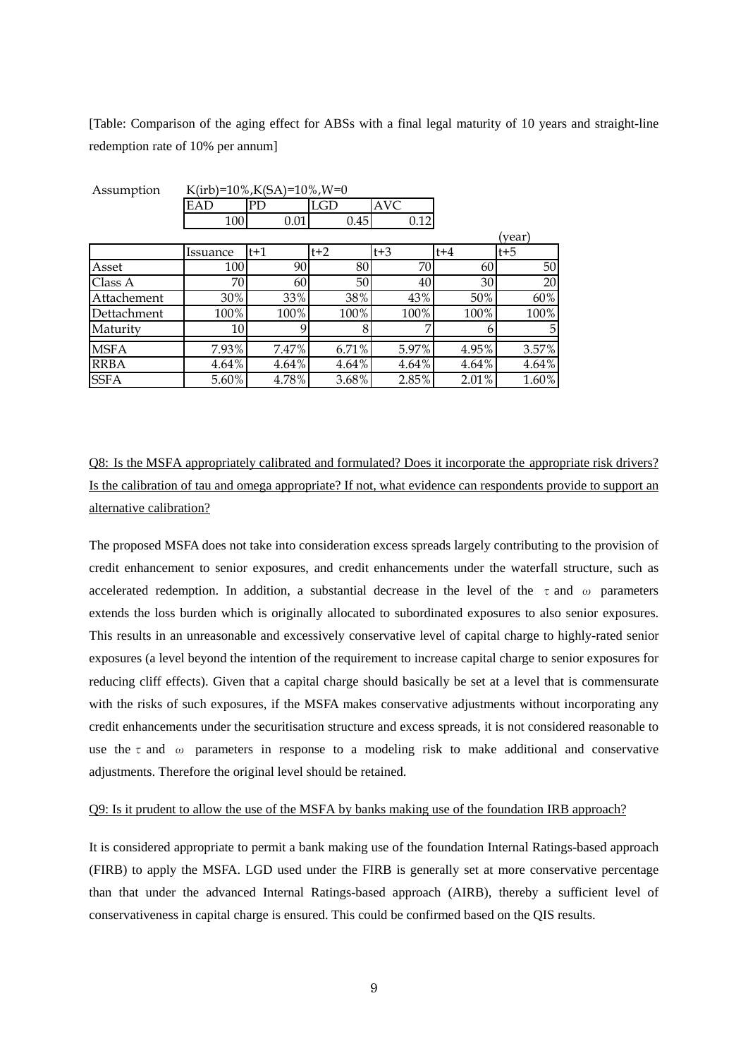[Table: Comparison of the aging effect for ABSs with a final legal maturity of 10 years and straight-line redemption rate of 10% per annum]

Assumption K(irb)=10%,K(SA)=10%,W=0

| EAD | PD | LGD | AVC |
|---|---|---|---|
| 100 | 0.01 | 0.45 | 0.12 |

(year)

| | Issuance | t+1 | t+2 | t+3 | t+4 | t+5 |
|---|---|---|---|---|---|---|
| Asset | 100 | 90 | 80 | 70 | 60 | 50 |
| Class A | 70 | 60 | 50 | 40 | 30 | 20 |
| Attachement | 30% | 33% | 38% | 43% | 50% | 60% |
| Dettachment | 100% | 100% | 100% | 100% | 100% | 100% |
| Maturity | 10 | 9 | 8 | 7 | 6 | 5 |
| MSFA | 7.93% | 7.47% | 6.71% | 5.97% | 4.95% | 3.57% |
| RRBA | 4.64% | 4.64% | 4.64% | 4.64% | 4.64% | 4.64% |
| SSFA | 5.60% | 4.78% | 3.68% | 2.85% | 2.01% | 1.60% |

Q8: Is the MSFA appropriately calibrated and formulated? Does it incorporate the appropriate risk drivers? Is the calibration of tau and omega appropriate? If not, what evidence can respondents provide to support an alternative calibration?

The proposed MSFA does not take into consideration excess spreads largely contributing to the provision of credit enhancement to senior exposures, and credit enhancements under the waterfall structure, such as accelerated redemption. In addition, a substantial decrease in the level of the $\tau$ and $\omega$ parameters extends the loss burden which is originally allocated to subordinated exposures to also senior exposures. This results in an unreasonable and excessively conservative level of capital charge to highly-rated senior exposures (a level beyond the intention of the requirement to increase capital charge to senior exposures for reducing cliff effects). Given that a capital charge should basically be set at a level that is commensurate with the risks of such exposures, if the MSFA makes conservative adjustments without incorporating any credit enhancements under the securitisation structure and excess spreads, it is not considered reasonable to use the $\tau$ and $\omega$ parameters in response to a modeling risk to make additional and conservative adjustments. Therefore the original level should be retained.

Q9: Is it prudent to allow the use of the MSFA by banks making use of the foundation IRB approach?

It is considered appropriate to permit a bank making use of the foundation Internal Ratings-based approach (FIRB) to apply the MSFA. LGD used under the FIRB is generally set at more conservative percentage than that under the advanced Internal Ratings-based approach (AIRB), thereby a sufficient level of conservativeness in capital charge is ensured. This could be confirmed based on the QIS results.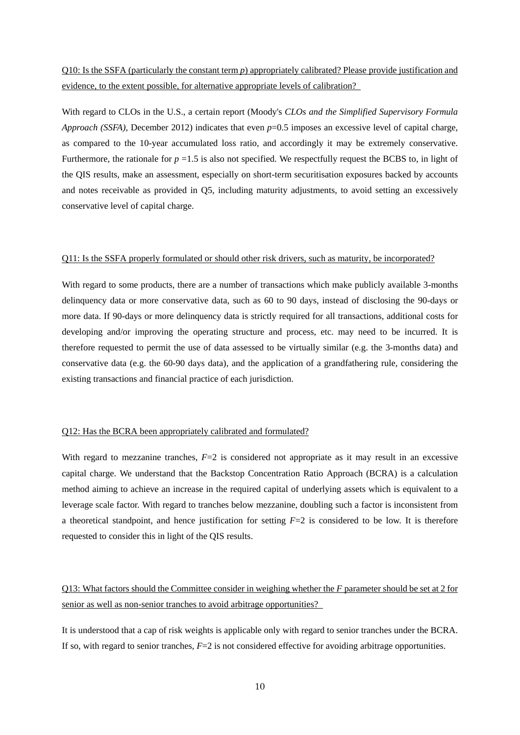Q10: Is the SSFA (particularly the constant term $p$) appropriately calibrated? Please provide justification and evidence, to the extent possible, for alternative appropriate levels of calibration?

With regard to CLOs in the U.S., a certain report (Moody's *CLOs and the Simplified Supervisory Formula Approach (SSFA)*, December 2012) indicates that even $p$=0.5 imposes an excessive level of capital charge, as compared to the 10-year accumulated loss ratio, and accordingly it may be extremely conservative. Furthermore, the rationale for $p$ =1.5 is also not specified. We respectfully request the BCBS to, in light of the QIS results, make an assessment, especially on short-term securitisation exposures backed by accounts and notes receivable as provided in Q5, including maturity adjustments, to avoid setting an excessively conservative level of capital charge.

Q11: Is the SSFA properly formulated or should other risk drivers, such as maturity, be incorporated?

With regard to some products, there are a number of transactions which make publicly available 3-months delinquency data or more conservative data, such as 60 to 90 days, instead of disclosing the 90-days or more data. If 90-days or more delinquency data is strictly required for all transactions, additional costs for developing and/or improving the operating structure and process, etc. may need to be incurred. It is therefore requested to permit the use of data assessed to be virtually similar (e.g. the 3-months data) and conservative data (e.g. the 60-90 days data), and the application of a grandfathering rule, considering the existing transactions and financial practice of each jurisdiction.

Q12: Has the BCRA been appropriately calibrated and formulated?

With regard to mezzanine tranches, $F$=2 is considered not appropriate as it may result in an excessive capital charge. We understand that the Backstop Concentration Ratio Approach (BCRA) is a calculation method aiming to achieve an increase in the required capital of underlying assets which is equivalent to a leverage scale factor. With regard to tranches below mezzanine, doubling such a factor is inconsistent from a theoretical standpoint, and hence justification for setting $F$=2 is considered to be low. It is therefore requested to consider this in light of the QIS results.

Q13: What factors should the Committee consider in weighing whether the $F$ parameter should be set at 2 for senior as well as non-senior tranches to avoid arbitrage opportunities?

It is understood that a cap of risk weights is applicable only with regard to senior tranches under the BCRA. If so, with regard to senior tranches, $F$=2 is not considered effective for avoiding arbitrage opportunities.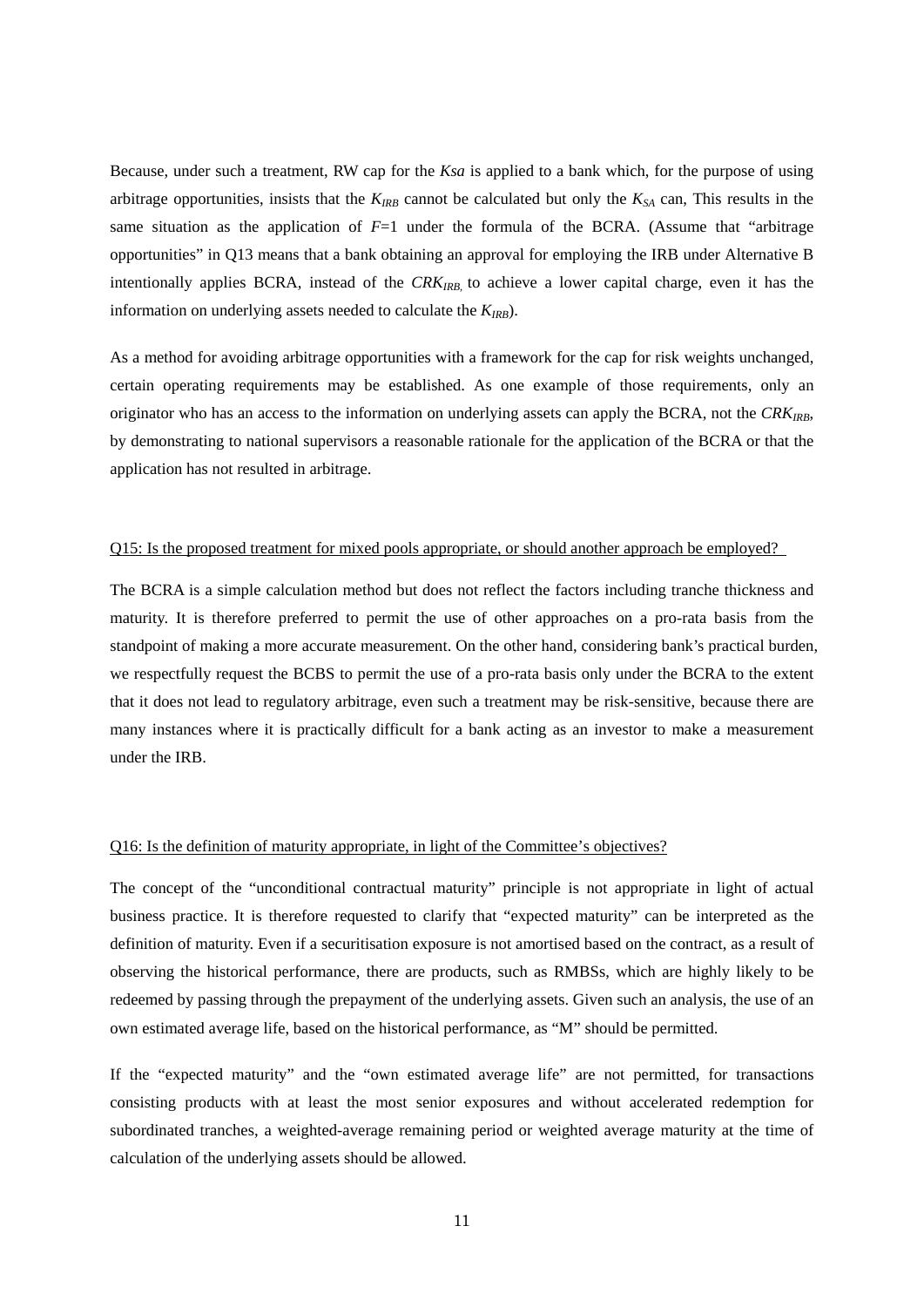Because, under such a treatment, RW cap for the *Ksa* is applied to a bank which, for the purpose of using arbitrage opportunities, insists that the $K_{IRB}$ cannot be calculated but only the $K_{SA}$ can, This results in the same situation as the application of $F$=1 under the formula of the BCRA. (Assume that "arbitrage opportunities" in Q13 means that a bank obtaining an approval for employing the IRB under Alternative B intentionally applies BCRA, instead of the $CRK_{IRB,}$ to achieve a lower capital charge, even it has the information on underlying assets needed to calculate the $K_{IRB}$).

As a method for avoiding arbitrage opportunities with a framework for the cap for risk weights unchanged, certain operating requirements may be established. As one example of those requirements, only an originator who has an access to the information on underlying assets can apply the BCRA, not the $CRK_{IRB}$, by demonstrating to national supervisors a reasonable rationale for the application of the BCRA or that the application has not resulted in arbitrage.

<u>Q15: Is the proposed treatment for mixed pools appropriate, or should another approach be employed?</u>

The BCRA is a simple calculation method but does not reflect the factors including tranche thickness and maturity. It is therefore preferred to permit the use of other approaches on a pro-rata basis from the standpoint of making a more accurate measurement. On the other hand, considering bank's practical burden, we respectfully request the BCBS to permit the use of a pro-rata basis only under the BCRA to the extent that it does not lead to regulatory arbitrage, even such a treatment may be risk-sensitive, because there are many instances where it is practically difficult for a bank acting as an investor to make a measurement under the IRB.

<u>Q16: Is the definition of maturity appropriate, in light of the Committee's objectives?</u>

The concept of the "unconditional contractual maturity" principle is not appropriate in light of actual business practice. It is therefore requested to clarify that "expected maturity" can be interpreted as the definition of maturity. Even if a securitisation exposure is not amortised based on the contract, as a result of observing the historical performance, there are products, such as RMBSs, which are highly likely to be redeemed by passing through the prepayment of the underlying assets. Given such an analysis, the use of an own estimated average life, based on the historical performance, as "M" should be permitted.

If the "expected maturity" and the "own estimated average life" are not permitted, for transactions consisting products with at least the most senior exposures and without accelerated redemption for subordinated tranches, a weighted-average remaining period or weighted average maturity at the time of calculation of the underlying assets should be allowed.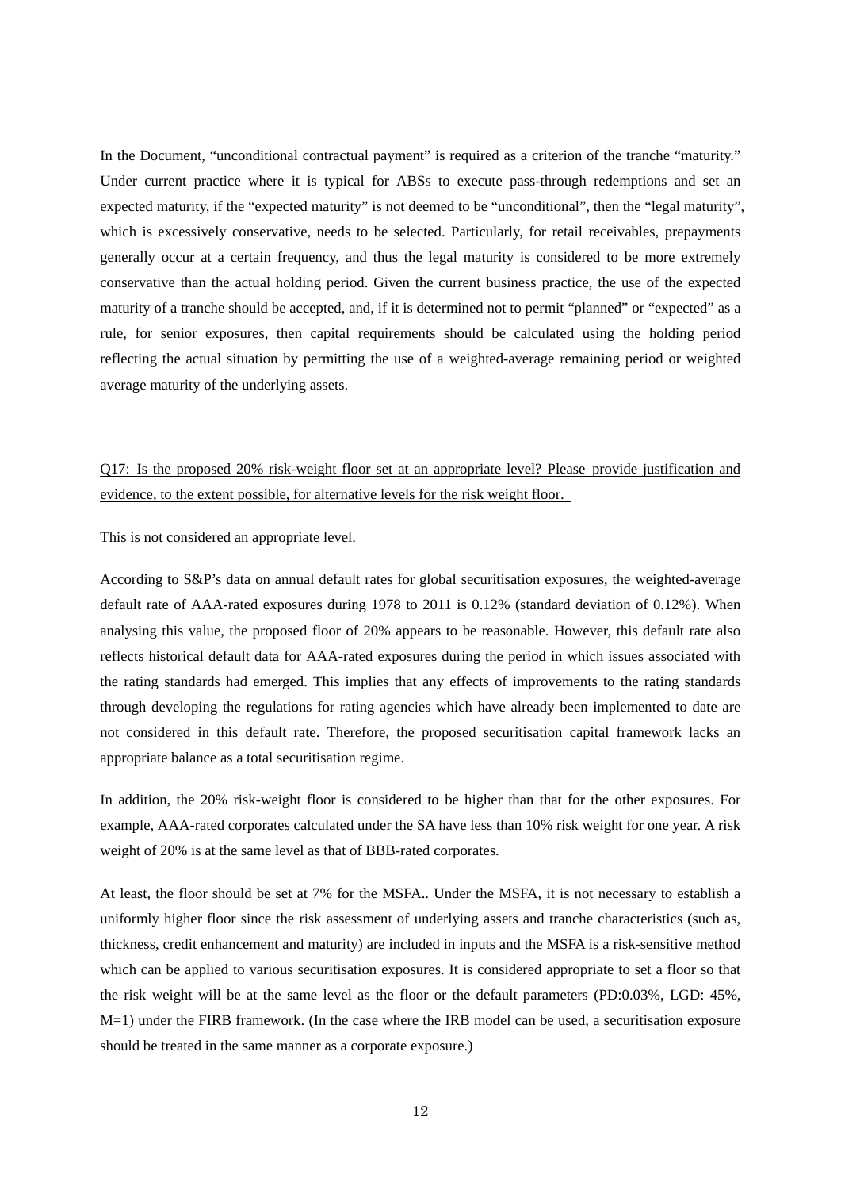In the Document, "unconditional contractual payment" is required as a criterion of the tranche "maturity." Under current practice where it is typical for ABSs to execute pass-through redemptions and set an expected maturity, if the "expected maturity" is not deemed to be "unconditional", then the "legal maturity", which is excessively conservative, needs to be selected. Particularly, for retail receivables, prepayments generally occur at a certain frequency, and thus the legal maturity is considered to be more extremely conservative than the actual holding period. Given the current business practice, the use of the expected maturity of a tranche should be accepted, and, if it is determined not to permit "planned" or "expected" as a rule, for senior exposures, then capital requirements should be calculated using the holding period reflecting the actual situation by permitting the use of a weighted-average remaining period or weighted average maturity of the underlying assets.

<u>Q17: Is the proposed 20% risk-weight floor set at an appropriate level? Please provide justification and evidence, to the extent possible, for alternative levels for the risk weight floor.</u>

This is not considered an appropriate level.

According to S&P's data on annual default rates for global securitisation exposures, the weighted-average default rate of AAA-rated exposures during 1978 to 2011 is 0.12% (standard deviation of 0.12%). When analysing this value, the proposed floor of 20% appears to be reasonable. However, this default rate also reflects historical default data for AAA-rated exposures during the period in which issues associated with the rating standards had emerged. This implies that any effects of improvements to the rating standards through developing the regulations for rating agencies which have already been implemented to date are not considered in this default rate. Therefore, the proposed securitisation capital framework lacks an appropriate balance as a total securitisation regime.

In addition, the 20% risk-weight floor is considered to be higher than that for the other exposures. For example, AAA-rated corporates calculated under the SA have less than 10% risk weight for one year. A risk weight of 20% is at the same level as that of BBB-rated corporates.

At least, the floor should be set at 7% for the MSFA.. Under the MSFA, it is not necessary to establish a uniformly higher floor since the risk assessment of underlying assets and tranche characteristics (such as, thickness, credit enhancement and maturity) are included in inputs and the MSFA is a risk-sensitive method which can be applied to various securitisation exposures. It is considered appropriate to set a floor so that the risk weight will be at the same level as the floor or the default parameters (PD:0.03%, LGD: 45%, M=1) under the FIRB framework. (In the case where the IRB model can be used, a securitisation exposure should be treated in the same manner as a corporate exposure.)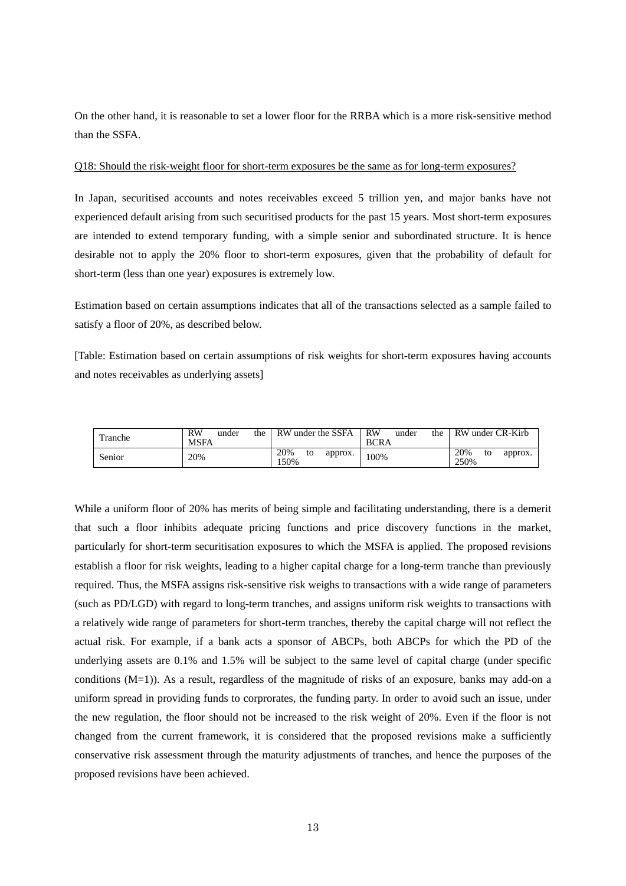On the other hand, it is reasonable to set a lower floor for the RRBA which is a more risk-sensitive method than the SSFA.

<u>Q18: Should the risk-weight floor for short-term exposures be the same as for long-term exposures?</u>

In Japan, securitised accounts and notes receivables exceed 5 trillion yen, and major banks have not experienced default arising from such securitised products for the past 15 years. Most short-term exposures are intended to extend temporary funding, with a simple senior and subordinated structure. It is hence desirable not to apply the 20% floor to short-term exposures, given that the probability of default for short-term (less than one year) exposures is extremely low.

Estimation based on certain assumptions indicates that all of the transactions selected as a sample failed to satisfy a floor of 20%, as described below.

[Table: Estimation based on certain assumptions of risk weights for short-term exposures having accounts and notes receivables as underlying assets]

| Tranche | RW under the MSFA | RW under the SSFA | RW under the BCRA | RW under CR-Kirb |
|---|---|---|---|---|
| Senior | 20% | 20% to approx. 150% | 100% | 20% to approx. 250% |

While a uniform floor of 20% has merits of being simple and facilitating understanding, there is a demerit that such a floor inhibits adequate pricing functions and price discovery functions in the market, particularly for short-term securitisation exposures to which the MSFA is applied. The proposed revisions establish a floor for risk weights, leading to a higher capital charge for a long-term tranche than previously required. Thus, the MSFA assigns risk-sensitive risk weighs to transactions with a wide range of parameters (such as PD/LGD) with regard to long-term tranches, and assigns uniform risk weights to transactions with a relatively wide range of parameters for short-term tranches, thereby the capital charge will not reflect the actual risk. For example, if a bank acts a sponsor of ABCPs, both ABCPs for which the PD of the underlying assets are 0.1% and 1.5% will be subject to the same level of capital charge (under specific conditions (M=1)). As a result, regardless of the magnitude of risks of an exposure, banks may add-on a uniform spread in providing funds to corprorates, the funding party. In order to avoid such an issue, under the new regulation, the floor should not be increased to the risk weight of 20%. Even if the floor is not changed from the current framework, it is considered that the proposed revisions make a sufficiently conservative risk assessment through the maturity adjustments of tranches, and hence the purposes of the proposed revisions have been achieved.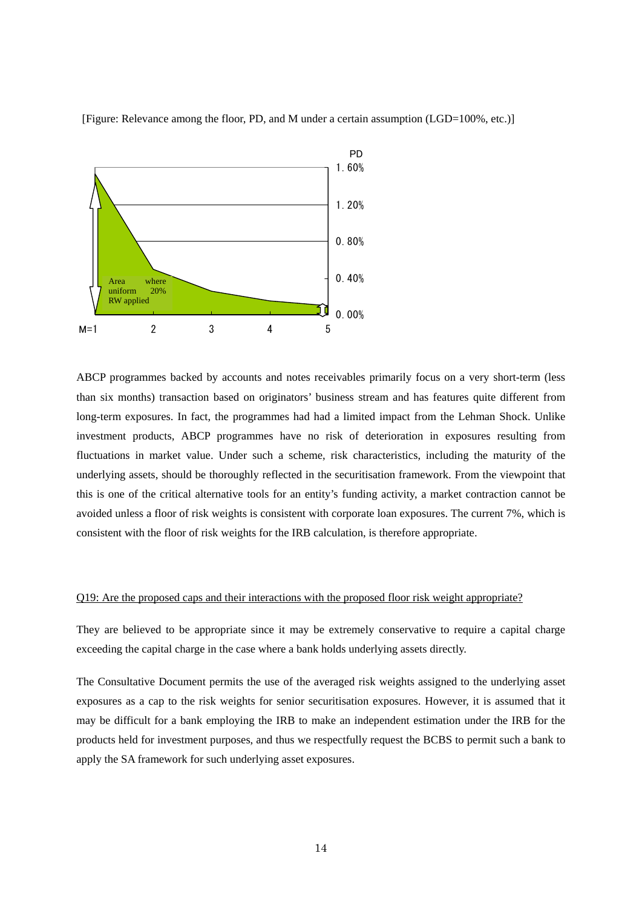[Figure: Relevance among the floor, PD, and M under a certain assumption (LGD=100%, etc.)]

ABCP programmes backed by accounts and notes receivables primarily focus on a very short-term (less than six months) transaction based on originators' business stream and has features quite different from long-term exposures. In fact, the programmes had had a limited impact from the Lehman Shock. Unlike investment products, ABCP programmes have no risk of deterioration in exposures resulting from fluctuations in market value. Under such a scheme, risk characteristics, including the maturity of the underlying assets, should be thoroughly reflected in the securitisation framework. From the viewpoint that this is one of the critical alternative tools for an entity's funding activity, a market contraction cannot be avoided unless a floor of risk weights is consistent with corporate loan exposures. The current 7%, which is consistent with the floor of risk weights for the IRB calculation, is therefore appropriate.

Q19: Are the proposed caps and their interactions with the proposed floor risk weight appropriate?

They are believed to be appropriate since it may be extremely conservative to require a capital charge exceeding the capital charge in the case where a bank holds underlying assets directly.

The Consultative Document permits the use of the averaged risk weights assigned to the underlying asset exposures as a cap to the risk weights for senior securitisation exposures. However, it is assumed that it may be difficult for a bank employing the IRB to make an independent estimation under the IRB for the products held for investment purposes, and thus we respectfully request the BCBS to permit such a bank to apply the SA framework for such underlying asset exposures.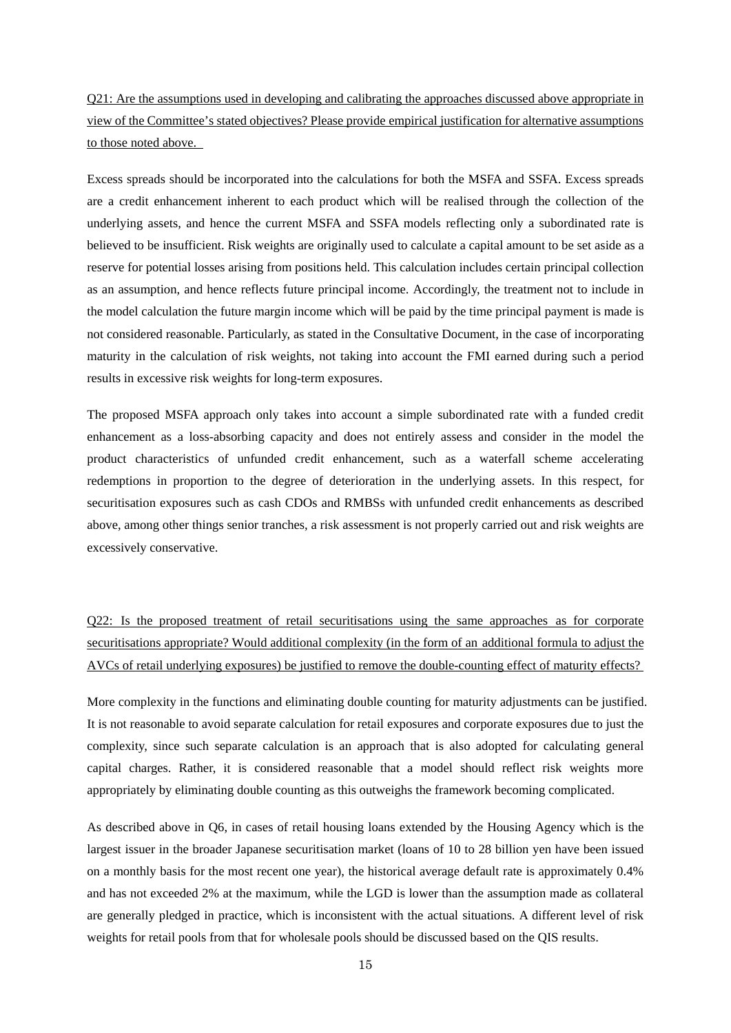<u>Q21: Are the assumptions used in developing and calibrating the approaches discussed above appropriate in view of the Committee's stated objectives? Please provide empirical justification for alternative assumptions to those noted above.</u>

Excess spreads should be incorporated into the calculations for both the MSFA and SSFA. Excess spreads are a credit enhancement inherent to each product which will be realised through the collection of the underlying assets, and hence the current MSFA and SSFA models reflecting only a subordinated rate is believed to be insufficient. Risk weights are originally used to calculate a capital amount to be set aside as a reserve for potential losses arising from positions held. This calculation includes certain principal collection as an assumption, and hence reflects future principal income. Accordingly, the treatment not to include in the model calculation the future margin income which will be paid by the time principal payment is made is not considered reasonable. Particularly, as stated in the Consultative Document, in the case of incorporating maturity in the calculation of risk weights, not taking into account the FMI earned during such a period results in excessive risk weights for long-term exposures.

The proposed MSFA approach only takes into account a simple subordinated rate with a funded credit enhancement as a loss-absorbing capacity and does not entirely assess and consider in the model the product characteristics of unfunded credit enhancement, such as a waterfall scheme accelerating redemptions in proportion to the degree of deterioration in the underlying assets. In this respect, for securitisation exposures such as cash CDOs and RMBSs with unfunded credit enhancements as described above, among other things senior tranches, a risk assessment is not properly carried out and risk weights are excessively conservative.

<u>Q22: Is the proposed treatment of retail securitisations using the same approaches as for corporate securitisations appropriate? Would additional complexity (in the form of an additional formula to adjust the AVCs of retail underlying exposures) be justified to remove the double-counting effect of maturity effects?</u>

More complexity in the functions and eliminating double counting for maturity adjustments can be justified. It is not reasonable to avoid separate calculation for retail exposures and corporate exposures due to just the complexity, since such separate calculation is an approach that is also adopted for calculating general capital charges. Rather, it is considered reasonable that a model should reflect risk weights more appropriately by eliminating double counting as this outweighs the framework becoming complicated.

As described above in Q6, in cases of retail housing loans extended by the Housing Agency which is the largest issuer in the broader Japanese securitisation market (loans of 10 to 28 billion yen have been issued on a monthly basis for the most recent one year), the historical average default rate is approximately 0.4% and has not exceeded 2% at the maximum, while the LGD is lower than the assumption made as collateral are generally pledged in practice, which is inconsistent with the actual situations. A different level of risk weights for retail pools from that for wholesale pools should be discussed based on the QIS results.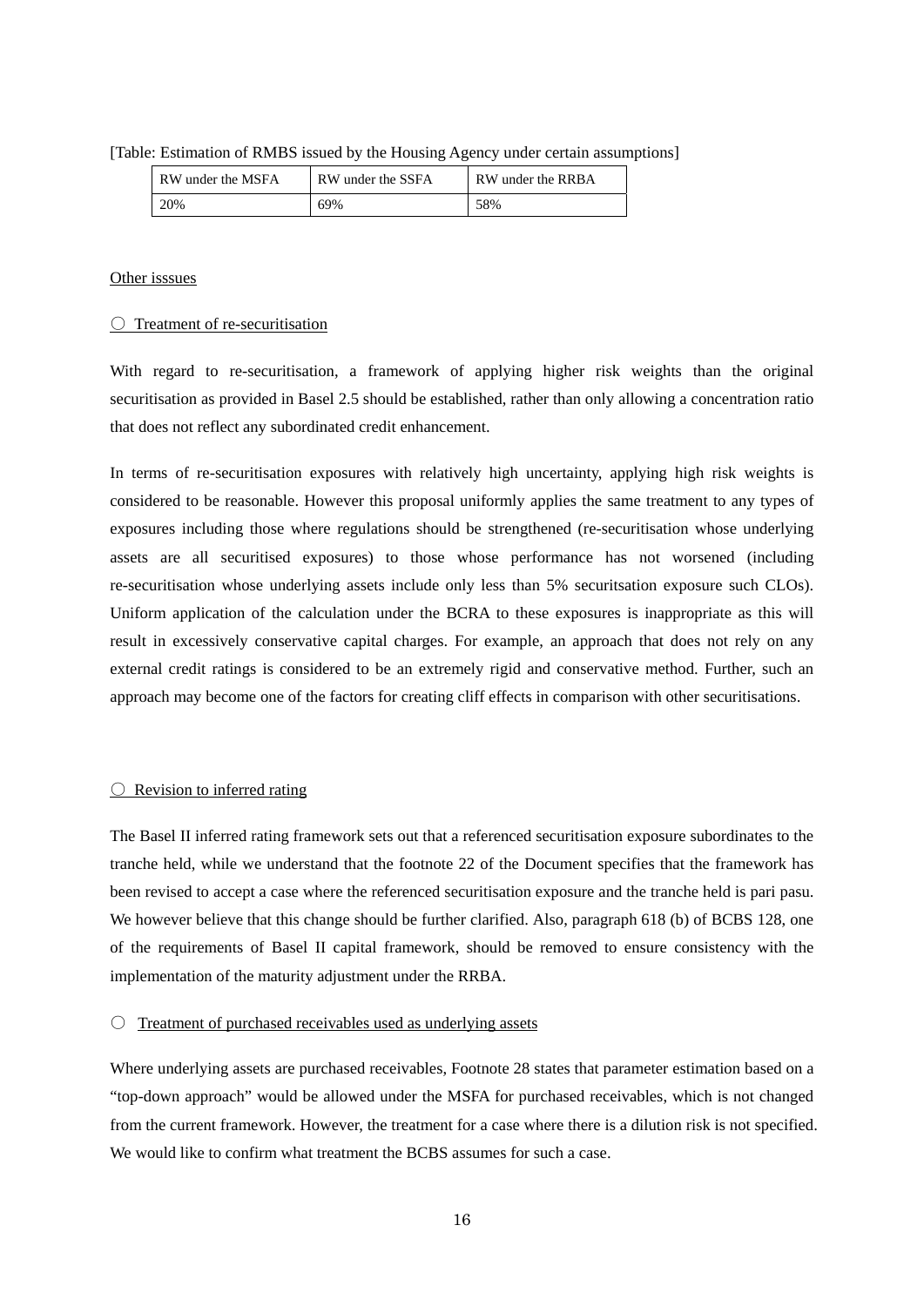[Table: Estimation of RMBS issued by the Housing Agency under certain assumptions]

| RW under the MSFA | RW under the SSFA | RW under the RRBA |
|---|---|---|
| 20% | 69% | 58% |

Other isssues

○ Treatment of re-securitisation

With regard to re-securitisation, a framework of applying higher risk weights than the original securitisation as provided in Basel 2.5 should be established, rather than only allowing a concentration ratio that does not reflect any subordinated credit enhancement.

In terms of re-securitisation exposures with relatively high uncertainty, applying high risk weights is considered to be reasonable. However this proposal uniformly applies the same treatment to any types of exposures including those where regulations should be strengthened (re-securitisation whose underlying assets are all securitised exposures) to those whose performance has not worsened (including re-securitisation whose underlying assets include only less than 5% securitsation exposure such CLOs). Uniform application of the calculation under the BCRA to these exposures is inappropriate as this will result in excessively conservative capital charges. For example, an approach that does not rely on any external credit ratings is considered to be an extremely rigid and conservative method. Further, such an approach may become one of the factors for creating cliff effects in comparison with other securitisations.

○ Revision to inferred rating

The Basel II inferred rating framework sets out that a referenced securitisation exposure subordinates to the tranche held, while we understand that the footnote 22 of the Document specifies that the framework has been revised to accept a case where the referenced securitisation exposure and the tranche held is pari pasu. We however believe that this change should be further clarified. Also, paragraph 618 (b) of BCBS 128, one of the requirements of Basel II capital framework, should be removed to ensure consistency with the implementation of the maturity adjustment under the RRBA.

○ Treatment of purchased receivables used as underlying assets

Where underlying assets are purchased receivables, Footnote 28 states that parameter estimation based on a "top-down approach" would be allowed under the MSFA for purchased receivables, which is not changed from the current framework. However, the treatment for a case where there is a dilution risk is not specified. We would like to confirm what treatment the BCBS assumes for such a case.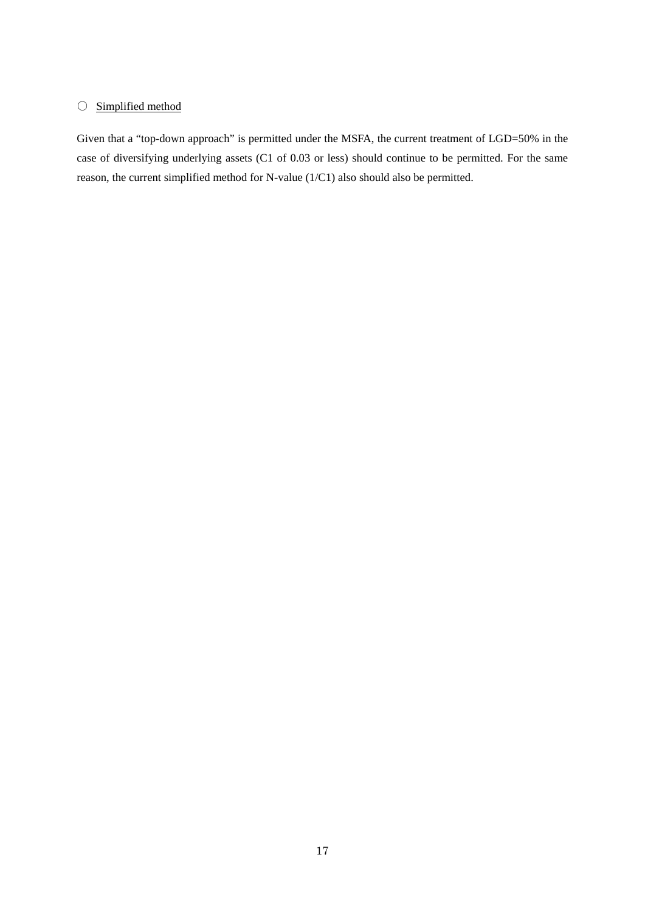○ <u>Simplified method</u>

Given that a "top-down approach" is permitted under the MSFA, the current treatment of LGD=50% in the case of diversifying underlying assets (C1 of 0.03 or less) should continue to be permitted. For the same reason, the current simplified method for N-value (1/C1) also should also be permitted.